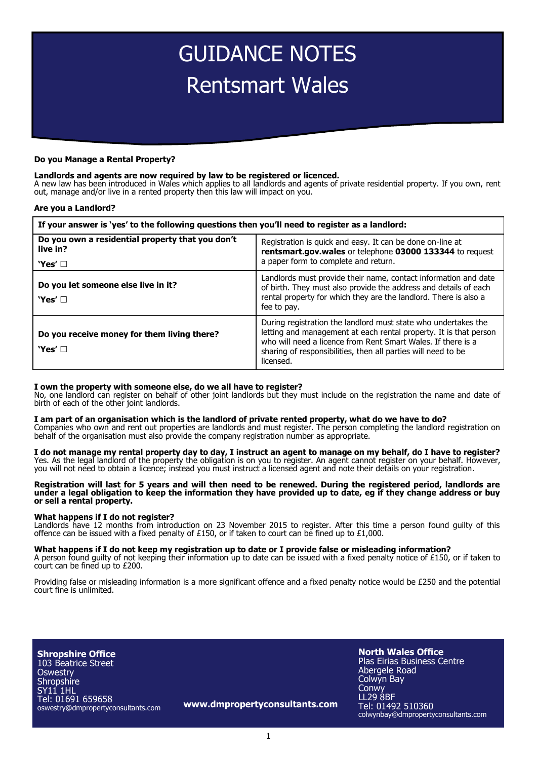# GUIDANCE NOTES
# Rentsmart Wales

**Do you Manage a Rental Property?**

**Landlords and agents are now required by law to be registered or licenced.**
A new law has been introduced in Wales which applies to all landlords and agents of private residential property. If you own, rent out, manage and/or live in a rented property then this law will impact on you.

**Are you a Landlord?**

| If your answer is 'yes' to the following questions then you'll need to register as a landlord: | |
|---|---|
| **Do you own a residential property that you don't live in?** **'Yes'** ☐ | Registration is quick and easy. It can be done on-line at **rentsmart.gov.wales** or telephone **03000 133344** to request a paper form to complete and return. |
| **Do you let someone else live in it?** **'Yes'** ☐ | Landlords must provide their name, contact information and date of birth. They must also provide the address and details of each rental property for which they are the landlord. There is also a fee to pay. |
| **Do you receive money for them living there?** **'Yes'** ☐ | During registration the landlord must state who undertakes the letting and management at each rental property. It is that person who will need a licence from Rent Smart Wales. If there is a sharing of responsibilities, then all parties will need to be licensed. |

**I own the property with someone else, do we all have to register?**
No, one landlord can register on behalf of other joint landlords but they must include on the registration the name and date of birth of each of the other joint landlords.

**I am part of an organisation which is the landlord of private rented property, what do we have to do?**
Companies who own and rent out properties are landlords and must register. The person completing the landlord registration on behalf of the organisation must also provide the company registration number as appropriate.

**I do not manage my rental property day to day, I instruct an agent to manage on my behalf, do I have to register?**
Yes. As the legal landlord of the property the obligation is on you to register. An agent cannot register on your behalf. However, you will not need to obtain a licence; instead you must instruct a licensed agent and note their details on your registration.

**Registration will last for 5 years and will then need to be renewed. During the registered period, landlords are under a legal obligation to keep the information they have provided up to date, eg if they change address or buy or sell a rental property.**

**What happens if I do not register?**
Landlords have 12 months from introduction on 23 November 2015 to register. After this time a person found guilty of this offence can be issued with a fixed penalty of £150, or if taken to court can be fined up to £1,000.

**What happens if I do not keep my registration up to date or I provide false or misleading information?**
A person found guilty of not keeping their information up to date can be issued with a fixed penalty notice of £150, or if taken to court can be fined up to £200.

Providing false or misleading information is a more significant offence and a fixed penalty notice would be £250 and the potential court fine is unlimited.

**Shropshire Office**
103 Beatrice Street
Oswestry
Shropshire
SY11 1HL
Tel: 01691 659658
oswestry@dmpropertyconsultants.com

**www.dmpropertyconsultants.com**

**North Wales Office**
Plas Eirias Business Centre
Abergele Road
Colwyn Bay
Conwy
LL29 8BF
Tel: 01492 510360
colwynbay@dmpropertyconsultants.com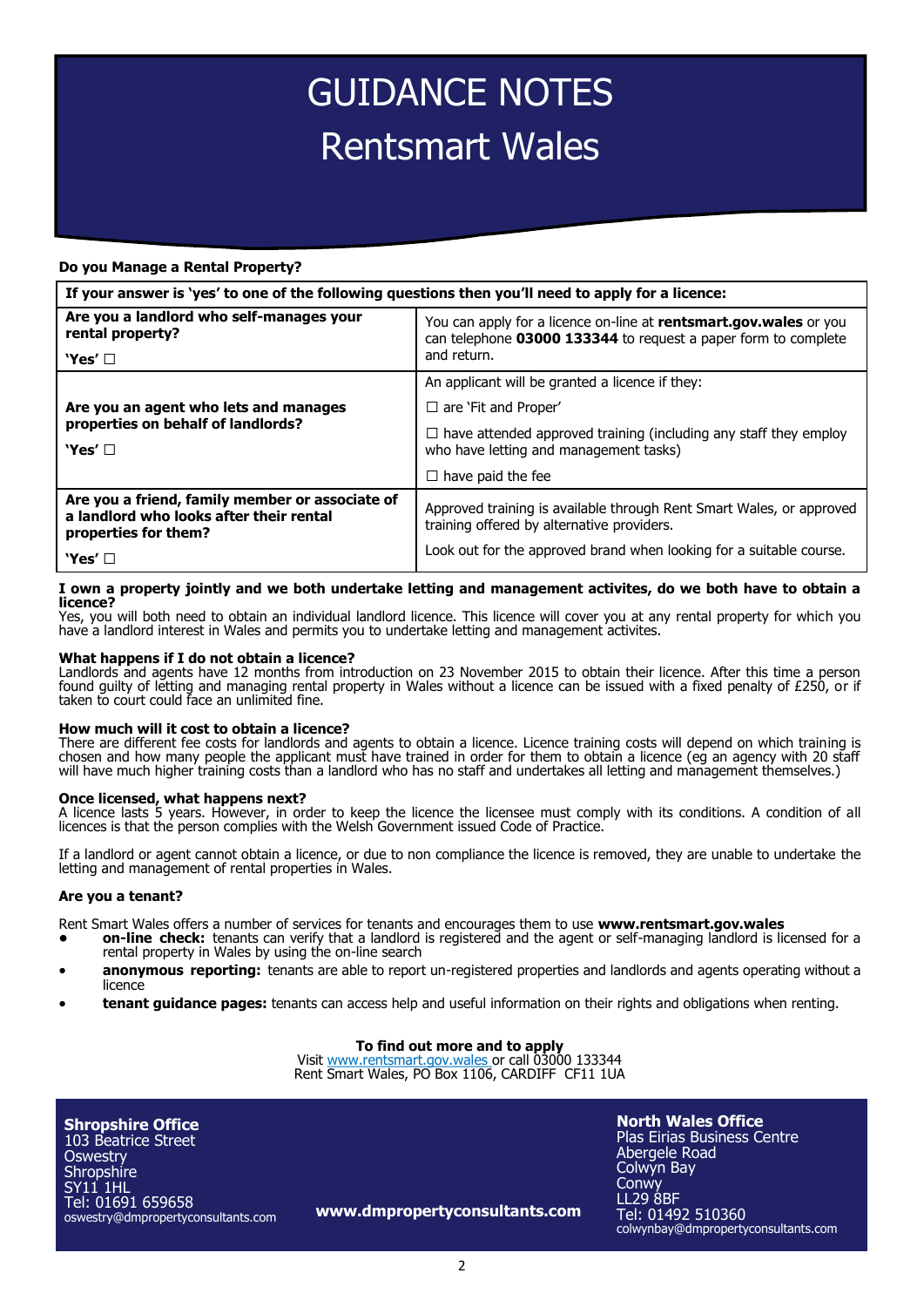# GUIDANCE NOTES

## Rentsmart Wales

**Do you Manage a Rental Property?**

| If your answer is 'yes' to one of the following questions then you'll need to apply for a licence: | |
|---|---|
| **Are you a landlord who self-manages your rental property?** 'Yes' ☐ | You can apply for a licence on-line at **rentsmart.gov.wales** or you can telephone **03000 133344** to request a paper form to complete and return. |
| **Are you an agent who lets and manages properties on behalf of landlords?** 'Yes' ☐ | An applicant will be granted a licence if they: ☐ are 'Fit and Proper' ☐ have attended approved training (including any staff they employ who have letting and management tasks) ☐ have paid the fee |
| **Are you a friend, family member or associate of a landlord who looks after their rental properties for them?** 'Yes' ☐ | Approved training is available through Rent Smart Wales, or approved training offered by alternative providers. Look out for the approved brand when looking for a suitable course. |

**I own a property jointly and we both undertake letting and management activites, do we both have to obtain a licence?**
Yes, you will both need to obtain an individual landlord licence. This licence will cover you at any rental property for which you have a landlord interest in Wales and permits you to undertake letting and management activites.

**What happens if I do not obtain a licence?**
Landlords and agents have 12 months from introduction on 23 November 2015 to obtain their licence. After this time a person found guilty of letting and managing rental property in Wales without a licence can be issued with a fixed penalty of £250, or if taken to court could face an unlimited fine.

**How much will it cost to obtain a licence?**
There are different fee costs for landlords and agents to obtain a licence. Licence training costs will depend on which training is chosen and how many people the applicant must have trained in order for them to obtain a licence (eg an agency with 20 staff will have much higher training costs than a landlord who has no staff and undertakes all letting and management themselves.)

**Once licensed, what happens next?**
A licence lasts 5 years. However, in order to keep the licence the licensee must comply with its conditions. A condition of all licences is that the person complies with the Welsh Government issued Code of Practice.

If a landlord or agent cannot obtain a licence, or due to non compliance the licence is removed, they are unable to undertake the letting and management of rental properties in Wales.

**Are you a tenant?**

Rent Smart Wales offers a number of services for tenants and encourages them to use **www.rentsmart.gov.wales**

- **on-line check:** tenants can verify that a landlord is registered and the agent or self-managing landlord is licensed for a rental property in Wales by using the on-line search
- **anonymous reporting:** tenants are able to report un-registered properties and landlords and agents operating without a licence
- **tenant guidance pages:** tenants can access help and useful information on their rights and obligations when renting.

**To find out more and to apply**
Visit www.rentsmart.gov.wales or call 03000 133344
Rent Smart Wales, PO Box 1106, CARDIFF CF11 1UA

**Shropshire Office**
103 Beatrice Street
Oswestry
Shropshire
SY11 1HL
Tel: 01691 659658
oswestry@dmpropertyconsultants.com

**www.dmpropertyconsultants.com**

**North Wales Office**
Plas Eirias Business Centre
Abergele Road
Colwyn Bay
Conwy
LL29 8BF
Tel: 01492 510360
colwynbay@dmpropertyconsultants.com